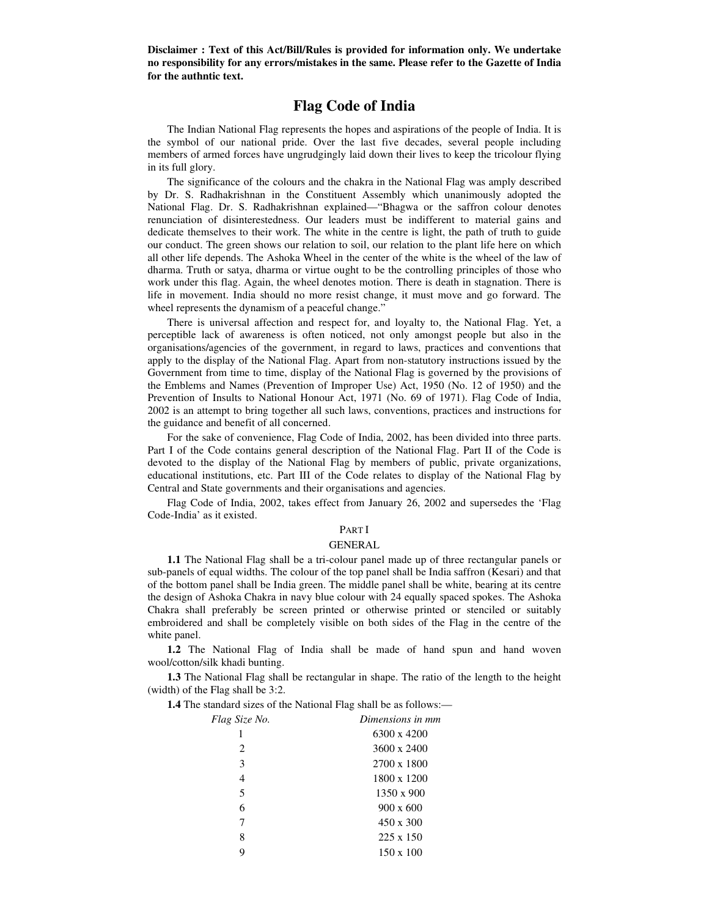**Disclaimer : Text of this Act/Bill/Rules is provided for information only. We undertake no responsibility for any errors/mistakes in the same. Please refer to the Gazette of India for the authntic text.**

# Flag Code of India

The Indian National Flag represents the hopes and aspirations of the people of India. It is the symbol of our national pride. Over the last five decades, several people including members of armed forces have ungrudgingly laid down their lives to keep the tricolour flying in its full glory.

The significance of the colours and the chakra in the National Flag was amply described by Dr. S. Radhakrishnan in the Constituent Assembly which unanimously adopted the National Flag. Dr. S. Radhakrishnan explained—"Bhagwa or the saffron colour denotes renunciation of disinterestedness. Our leaders must be indifferent to material gains and dedicate themselves to their work. The white in the centre is light, the path of truth to guide our conduct. The green shows our relation to soil, our relation to the plant life here on which all other life depends. The Ashoka Wheel in the center of the white is the wheel of the law of dharma. Truth or satya, dharma or virtue ought to be the controlling principles of those who work under this flag. Again, the wheel denotes motion. There is death in stagnation. There is life in movement. India should no more resist change, it must move and go forward. The wheel represents the dynamism of a peaceful change."

There is universal affection and respect for, and loyalty to, the National Flag. Yet, a perceptible lack of awareness is often noticed, not only amongst people but also in the organisations/agencies of the government, in regard to laws, practices and conventions that apply to the display of the National Flag. Apart from non-statutory instructions issued by the Government from time to time, display of the National Flag is governed by the provisions of the Emblems and Names (Prevention of Improper Use) Act, 1950 (No. 12 of 1950) and the Prevention of Insults to National Honour Act, 1971 (No. 69 of 1971). Flag Code of India, 2002 is an attempt to bring together all such laws, conventions, practices and instructions for the guidance and benefit of all concerned.

For the sake of convenience, Flag Code of India, 2002, has been divided into three parts. Part I of the Code contains general description of the National Flag. Part II of the Code is devoted to the display of the National Flag by members of public, private organizations, educational institutions, etc. Part III of the Code relates to display of the National Flag by Central and State governments and their organisations and agencies.

Flag Code of India, 2002, takes effect from January 26, 2002 and supersedes the 'Flag Code-India' as it existed.

## PART I

## GENERAL

**1.1** The National Flag shall be a tri-colour panel made up of three rectangular panels or sub-panels of equal widths. The colour of the top panel shall be India saffron (Kesari) and that of the bottom panel shall be India green. The middle panel shall be white, bearing at its centre the design of Ashoka Chakra in navy blue colour with 24 equally spaced spokes. The Ashoka Chakra shall preferably be screen printed or otherwise printed or stenciled or suitably embroidered and shall be completely visible on both sides of the Flag in the centre of the white panel.

**1.2** The National Flag of India shall be made of hand spun and hand woven wool/cotton/silk khadi bunting.

**1.3** The National Flag shall be rectangular in shape. The ratio of the length to the height (width) of the Flag shall be 3:2.

**1.4** The standard sizes of the National Flag shall be as follows:—

| *Flag Size No.* | *Dimensions in mm* |
|---|---|
| 1 | 6300 x 4200 |
| 2 | 3600 x 2400 |
| 3 | 2700 x 1800 |
| 4 | 1800 x 1200 |
| 5 | 1350 x 900 |
| 6 | 900 x 600 |
| 7 | 450 x 300 |
| 8 | 225 x 150 |
| 9 | 150 x 100 |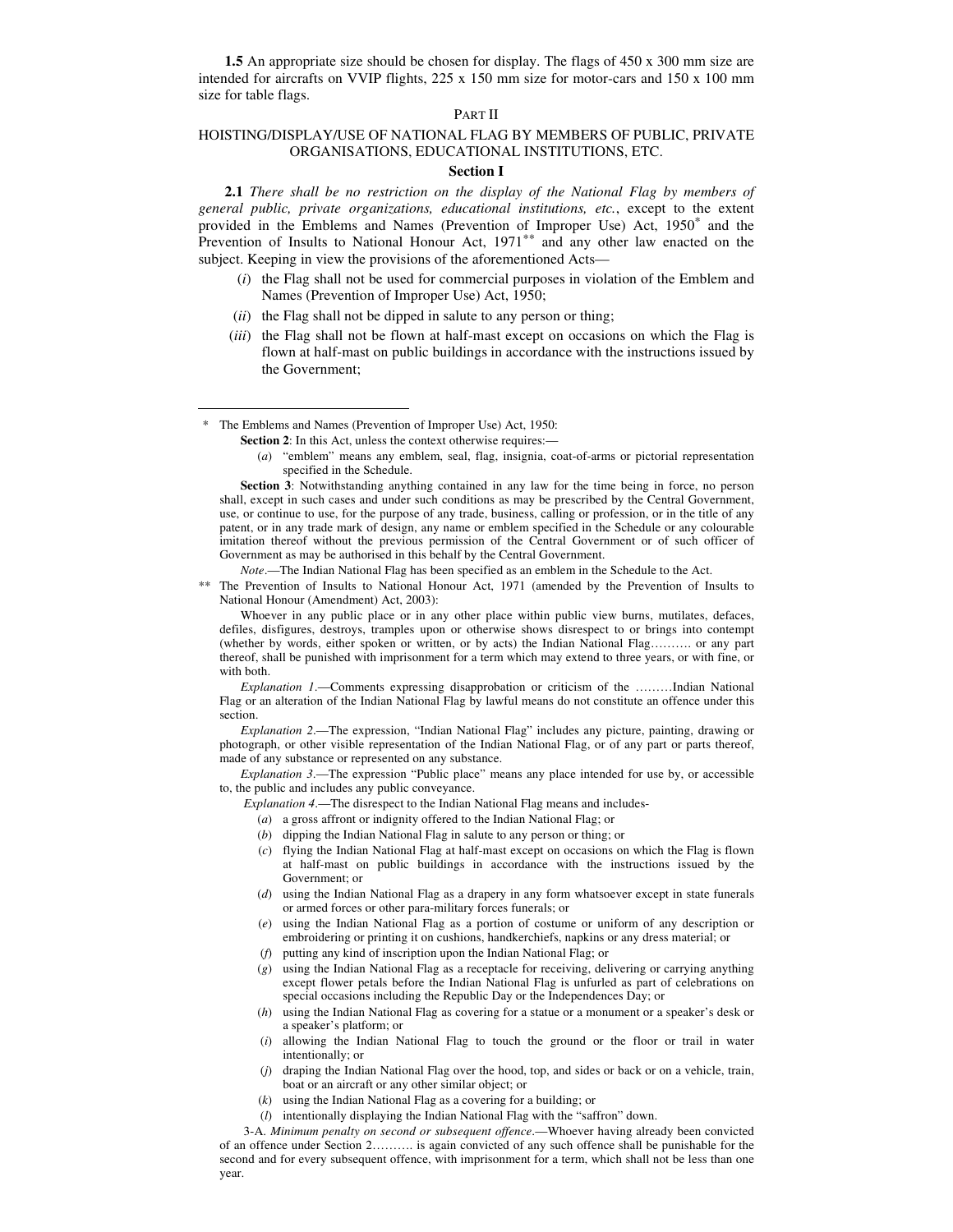**1.5** An appropriate size should be chosen for display. The flags of 450 x 300 mm size are intended for aircrafts on VVIP flights, 225 x 150 mm size for motor-cars and 150 x 100 mm size for table flags.

## PART II

## HOISTING/DISPLAY/USE OF NATIONAL FLAG BY MEMBERS OF PUBLIC, PRIVATE ORGANISATIONS, EDUCATIONAL INSTITUTIONS, ETC.

### Section I

**2.1** *There shall be no restriction on the display of the National Flag by members of general public, private organizations, educational institutions, etc.*, except to the extent provided in the Emblems and Names (Prevention of Improper Use) Act, 1950* and the Prevention of Insults to National Honour Act, 1971** and any other law enacted on the subject. Keeping in view the provisions of the aforementioned Acts—

(*i*) the Flag shall not be used for commercial purposes in violation of the Emblem and Names (Prevention of Improper Use) Act, 1950;

(*ii*) the Flag shall not be dipped in salute to any person or thing;

(*iii*) the Flag shall not be flown at half-mast except on occasions on which the Flag is flown at half-mast on public buildings in accordance with the instructions issued by the Government;

---

\* The Emblems and Names (Prevention of Improper Use) Act, 1950:

**Section 2**: In this Act, unless the context otherwise requires:—

(*a*) "emblem" means any emblem, seal, flag, insignia, coat-of-arms or pictorial representation specified in the Schedule.

**Section 3**: Notwithstanding anything contained in any law for the time being in force, no person shall, except in such cases and under such conditions as may be prescribed by the Central Government, use, or continue to use, for the purpose of any trade, business, calling or profession, or in the title of any patent, or in any trade mark of design, any name or emblem specified in the Schedule or any colourable imitation thereof without the previous permission of the Central Government or of such officer of Government as may be authorised in this behalf by the Central Government.

*Note*.—The Indian National Flag has been specified as an emblem in the Schedule to the Act.

\*\* The Prevention of Insults to National Honour Act, 1971 (amended by the Prevention of Insults to National Honour (Amendment) Act, 2003):

Whoever in any public place or in any other place within public view burns, mutilates, defaces, defiles, disfigures, destroys, tramples upon or otherwise shows disrespect to or brings into contempt (whether by words, either spoken or written, or by acts) the Indian National Flag………. or any part thereof, shall be punished with imprisonment for a term which may extend to three years, or with fine, or with both.

*Explanation 1*.—Comments expressing disapprobation or criticism of the ………Indian National Flag or an alteration of the Indian National Flag by lawful means do not constitute an offence under this section.

*Explanation 2*.—The expression, "Indian National Flag" includes any picture, painting, drawing or photograph, or other visible representation of the Indian National Flag, or of any part or parts thereof, made of any substance or represented on any substance.

*Explanation 3*.—The expression "Public place" means any place intended for use by, or accessible to, the public and includes any public conveyance.

*Explanation 4*.—The disrespect to the Indian National Flag means and includes-

(*a*) a gross affront or indignity offered to the Indian National Flag; or

(*b*) dipping the Indian National Flag in salute to any person or thing; or

(*c*) flying the Indian National Flag at half-mast except on occasions on which the Flag is flown at half-mast on public buildings in accordance with the instructions issued by the Government; or

(*d*) using the Indian National Flag as a drapery in any form whatsoever except in state funerals or armed forces or other para-military forces funerals; or

(*e*) using the Indian National Flag as a portion of costume or uniform of any description or embroidering or printing it on cushions, handkerchiefs, napkins or any dress material; or

(*f*) putting any kind of inscription upon the Indian National Flag; or

(*g*) using the Indian National Flag as a receptacle for receiving, delivering or carrying anything except flower petals before the Indian National Flag is unfurled as part of celebrations on special occasions including the Republic Day or the Independences Day; or

(*h*) using the Indian National Flag as covering for a statue or a monument or a speaker's desk or a speaker's platform; or

(*i*) allowing the Indian National Flag to touch the ground or the floor or trail in water intentionally; or

(*j*) draping the Indian National Flag over the hood, top, and sides or back or on a vehicle, train, boat or an aircraft or any other similar object; or

(*k*) using the Indian National Flag as a covering for a building; or

(*l*) intentionally displaying the Indian National Flag with the "saffron" down.

3-A. *Minimum penalty on second or subsequent offence*.—Whoever having already been convicted of an offence under Section 2………. is again convicted of any such offence shall be punishable for the second and for every subsequent offence, with imprisonment for a term, which shall not be less than one year.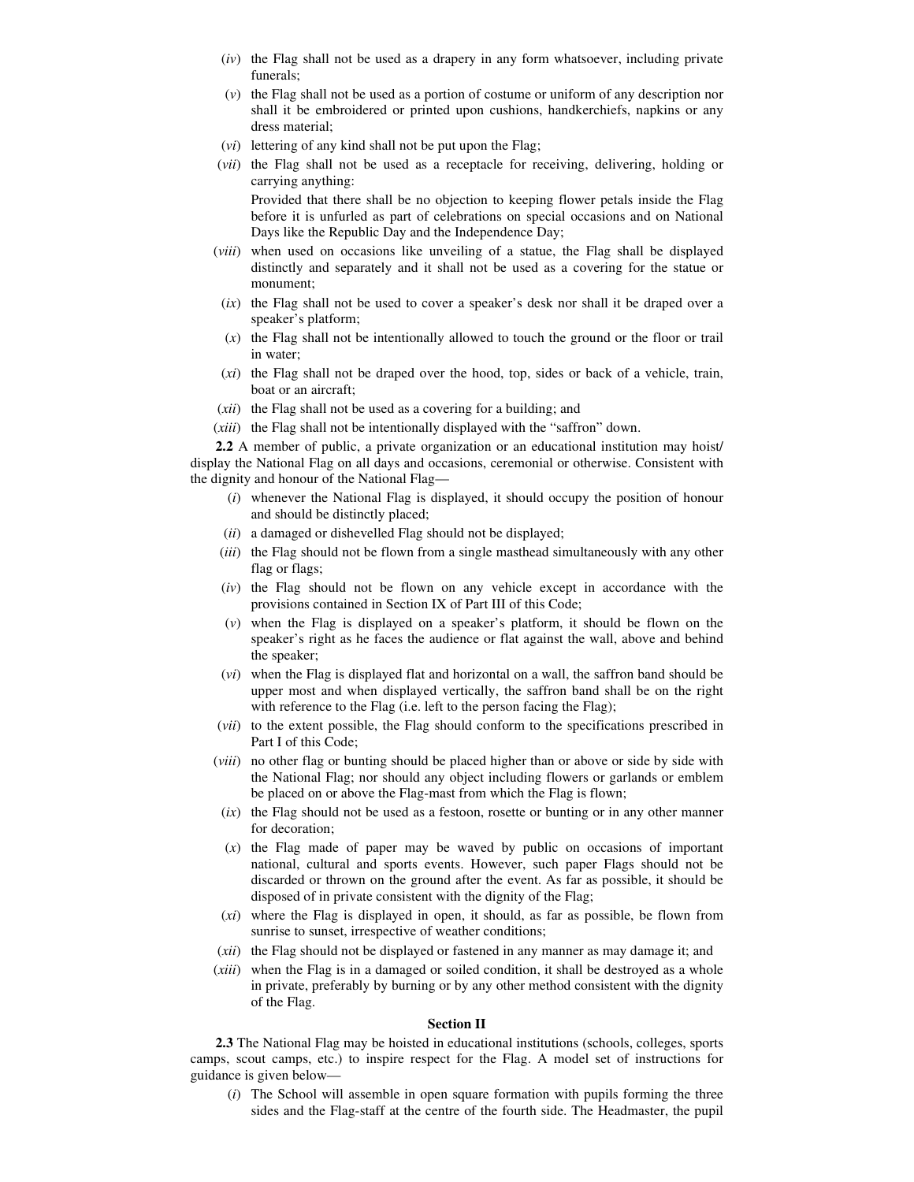(*iv*) the Flag shall not be used as a drapery in any form whatsoever, including private funerals;

(*v*) the Flag shall not be used as a portion of costume or uniform of any description nor shall it be embroidered or printed upon cushions, handkerchiefs, napkins or any dress material;

(*vi*) lettering of any kind shall not be put upon the Flag;

(*vii*) the Flag shall not be used as a receptacle for receiving, delivering, holding or carrying anything:

Provided that there shall be no objection to keeping flower petals inside the Flag before it is unfurled as part of celebrations on special occasions and on National Days like the Republic Day and the Independence Day;

(*viii*) when used on occasions like unveiling of a statue, the Flag shall be displayed distinctly and separately and it shall not be used as a covering for the statue or monument;

(*ix*) the Flag shall not be used to cover a speaker's desk nor shall it be draped over a speaker's platform;

(*x*) the Flag shall not be intentionally allowed to touch the ground or the floor or trail in water;

(*xi*) the Flag shall not be draped over the hood, top, sides or back of a vehicle, train, boat or an aircraft;

(*xii*) the Flag shall not be used as a covering for a building; and

(*xiii*) the Flag shall not be intentionally displayed with the "saffron" down.

**2.2** A member of public, a private organization or an educational institution may hoist/display the National Flag on all days and occasions, ceremonial or otherwise. Consistent with the dignity and honour of the National Flag—

(*i*) whenever the National Flag is displayed, it should occupy the position of honour and should be distinctly placed;

(*ii*) a damaged or dishevelled Flag should not be displayed;

(*iii*) the Flag should not be flown from a single masthead simultaneously with any other flag or flags;

(*iv*) the Flag should not be flown on any vehicle except in accordance with the provisions contained in Section IX of Part III of this Code;

(*v*) when the Flag is displayed on a speaker's platform, it should be flown on the speaker's right as he faces the audience or flat against the wall, above and behind the speaker;

(*vi*) when the Flag is displayed flat and horizontal on a wall, the saffron band should be upper most and when displayed vertically, the saffron band shall be on the right with reference to the Flag (i.e. left to the person facing the Flag);

(*vii*) to the extent possible, the Flag should conform to the specifications prescribed in Part I of this Code;

(*viii*) no other flag or bunting should be placed higher than or above or side by side with the National Flag; nor should any object including flowers or garlands or emblem be placed on or above the Flag-mast from which the Flag is flown;

(*ix*) the Flag should not be used as a festoon, rosette or bunting or in any other manner for decoration;

(*x*) the Flag made of paper may be waved by public on occasions of important national, cultural and sports events. However, such paper Flags should not be discarded or thrown on the ground after the event. As far as possible, it should be disposed of in private consistent with the dignity of the Flag;

(*xi*) where the Flag is displayed in open, it should, as far as possible, be flown from sunrise to sunset, irrespective of weather conditions;

(*xii*) the Flag should not be displayed or fastened in any manner as may damage it; and

(*xiii*) when the Flag is in a damaged or soiled condition, it shall be destroyed as a whole in private, preferably by burning or by any other method consistent with the dignity of the Flag.

### Section II

**2.3** The National Flag may be hoisted in educational institutions (schools, colleges, sports camps, scout camps, etc.) to inspire respect for the Flag. A model set of instructions for guidance is given below—

(*i*) The School will assemble in open square formation with pupils forming the three sides and the Flag-staff at the centre of the fourth side. The Headmaster, the pupil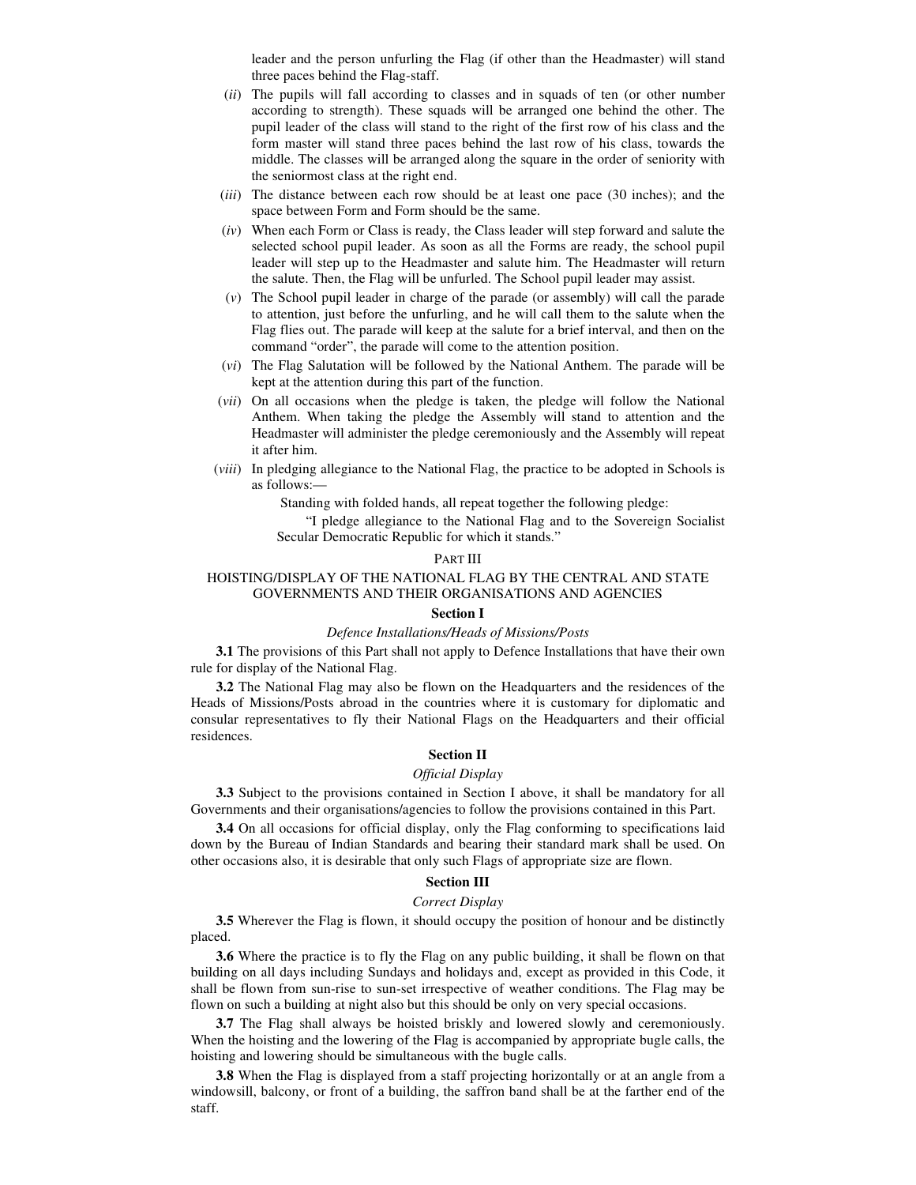leader and the person unfurling the Flag (if other than the Headmaster) will stand three paces behind the Flag-staff.

(*ii*) The pupils will fall according to classes and in squads of ten (or other number according to strength). These squads will be arranged one behind the other. The pupil leader of the class will stand to the right of the first row of his class and the form master will stand three paces behind the last row of his class, towards the middle. The classes will be arranged along the square in the order of seniority with the seniormost class at the right end.

(*iii*) The distance between each row should be at least one pace (30 inches); and the space between Form and Form should be the same.

(*iv*) When each Form or Class is ready, the Class leader will step forward and salute the selected school pupil leader. As soon as all the Forms are ready, the school pupil leader will step up to the Headmaster and salute him. The Headmaster will return the salute. Then, the Flag will be unfurled. The School pupil leader may assist.

(*v*) The School pupil leader in charge of the parade (or assembly) will call the parade to attention, just before the unfurling, and he will call them to the salute when the Flag flies out. The parade will keep at the salute for a brief interval, and then on the command "order", the parade will come to the attention position.

(*vi*) The Flag Salutation will be followed by the National Anthem. The parade will be kept at the attention during this part of the function.

(*vii*) On all occasions when the pledge is taken, the pledge will follow the National Anthem. When taking the pledge the Assembly will stand to attention and the Headmaster will administer the pledge ceremoniously and the Assembly will repeat it after him.

(*viii*) In pledging allegiance to the National Flag, the practice to be adopted in Schools is as follows:—

Standing with folded hands, all repeat together the following pledge:

"I pledge allegiance to the National Flag and to the Sovereign Socialist Secular Democratic Republic for which it stands."

## PART III

## HOISTING/DISPLAY OF THE NATIONAL FLAG BY THE CENTRAL AND STATE GOVERNMENTS AND THEIR ORGANISATIONS AND AGENCIES

### Section I

*Defence Installations/Heads of Missions/Posts*

**3.1** The provisions of this Part shall not apply to Defence Installations that have their own rule for display of the National Flag.

**3.2** The National Flag may also be flown on the Headquarters and the residences of the Heads of Missions/Posts abroad in the countries where it is customary for diplomatic and consular representatives to fly their National Flags on the Headquarters and their official residences.

### Section II

*Official Display*

**3.3** Subject to the provisions contained in Section I above, it shall be mandatory for all Governments and their organisations/agencies to follow the provisions contained in this Part.

**3.4** On all occasions for official display, only the Flag conforming to specifications laid down by the Bureau of Indian Standards and bearing their standard mark shall be used. On other occasions also, it is desirable that only such Flags of appropriate size are flown.

### Section III

*Correct Display*

**3.5** Wherever the Flag is flown, it should occupy the position of honour and be distinctly placed.

**3.6** Where the practice is to fly the Flag on any public building, it shall be flown on that building on all days including Sundays and holidays and, except as provided in this Code, it shall be flown from sun-rise to sun-set irrespective of weather conditions. The Flag may be flown on such a building at night also but this should be only on very special occasions.

**3.7** The Flag shall always be hoisted briskly and lowered slowly and ceremoniously. When the hoisting and the lowering of the Flag is accompanied by appropriate bugle calls, the hoisting and lowering should be simultaneous with the bugle calls.

**3.8** When the Flag is displayed from a staff projecting horizontally or at an angle from a windowsill, balcony, or front of a building, the saffron band shall be at the farther end of the staff.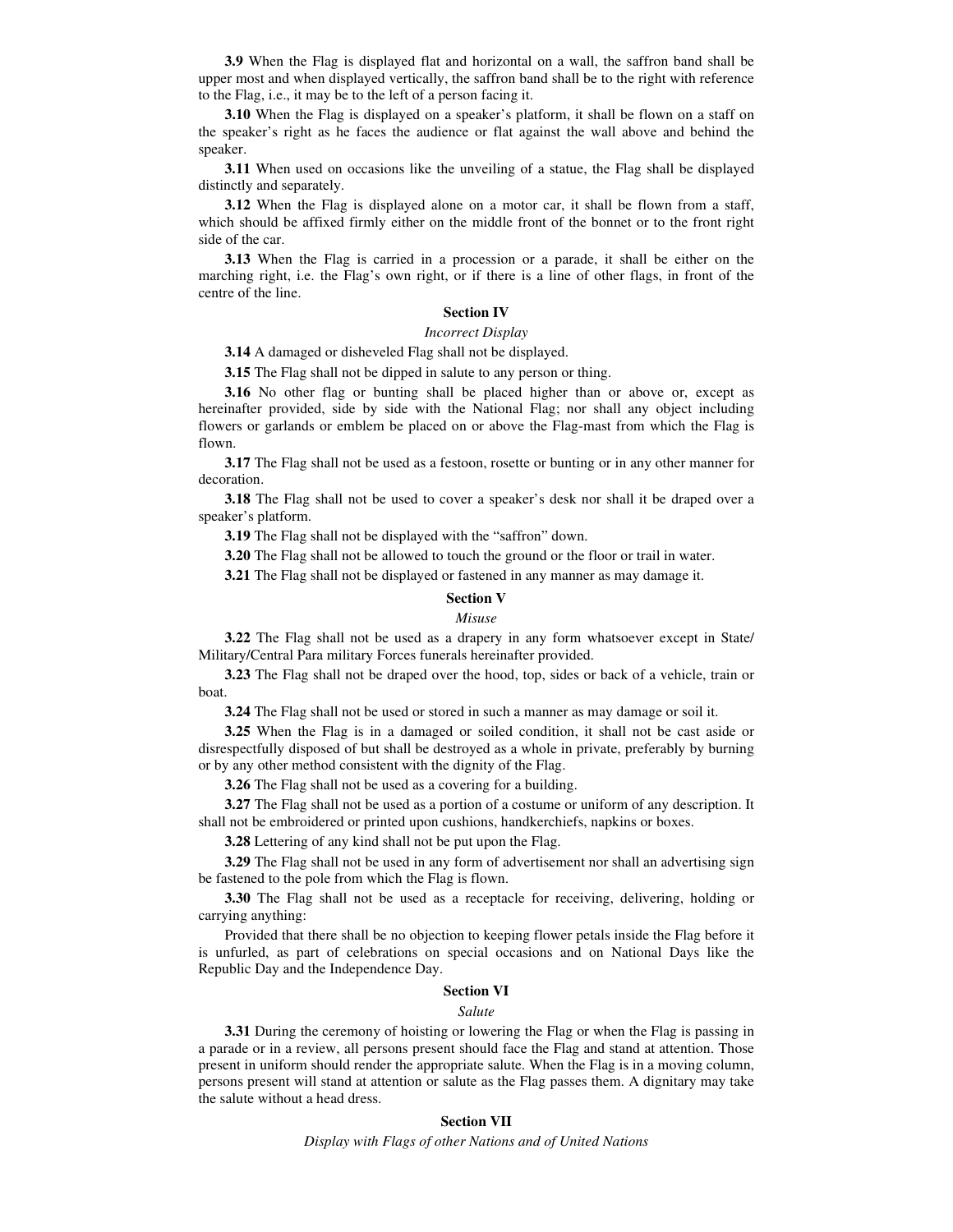**3.9** When the Flag is displayed flat and horizontal on a wall, the saffron band shall be upper most and when displayed vertically, the saffron band shall be to the right with reference to the Flag, i.e., it may be to the left of a person facing it.

**3.10** When the Flag is displayed on a speaker's platform, it shall be flown on a staff on the speaker's right as he faces the audience or flat against the wall above and behind the speaker.

**3.11** When used on occasions like the unveiling of a statue, the Flag shall be displayed distinctly and separately.

**3.12** When the Flag is displayed alone on a motor car, it shall be flown from a staff, which should be affixed firmly either on the middle front of the bonnet or to the front right side of the car.

**3.13** When the Flag is carried in a procession or a parade, it shall be either on the marching right, i.e. the Flag's own right, or if there is a line of other flags, in front of the centre of the line.

### Section IV

*Incorrect Display*

**3.14** A damaged or disheveled Flag shall not be displayed.

**3.15** The Flag shall not be dipped in salute to any person or thing.

**3.16** No other flag or bunting shall be placed higher than or above or, except as hereinafter provided, side by side with the National Flag; nor shall any object including flowers or garlands or emblem be placed on or above the Flag-mast from which the Flag is flown.

**3.17** The Flag shall not be used as a festoon, rosette or bunting or in any other manner for decoration.

**3.18** The Flag shall not be used to cover a speaker's desk nor shall it be draped over a speaker's platform.

**3.19** The Flag shall not be displayed with the "saffron" down.

**3.20** The Flag shall not be allowed to touch the ground or the floor or trail in water.

**3.21** The Flag shall not be displayed or fastened in any manner as may damage it.

### Section V

*Misuse*

**3.22** The Flag shall not be used as a drapery in any form whatsoever except in State/ Military/Central Para military Forces funerals hereinafter provided.

**3.23** The Flag shall not be draped over the hood, top, sides or back of a vehicle, train or boat.

**3.24** The Flag shall not be used or stored in such a manner as may damage or soil it.

**3.25** When the Flag is in a damaged or soiled condition, it shall not be cast aside or disrespectfully disposed of but shall be destroyed as a whole in private, preferably by burning or by any other method consistent with the dignity of the Flag.

**3.26** The Flag shall not be used as a covering for a building.

**3.27** The Flag shall not be used as a portion of a costume or uniform of any description. It shall not be embroidered or printed upon cushions, handkerchiefs, napkins or boxes.

**3.28** Lettering of any kind shall not be put upon the Flag.

**3.29** The Flag shall not be used in any form of advertisement nor shall an advertising sign be fastened to the pole from which the Flag is flown.

**3.30** The Flag shall not be used as a receptacle for receiving, delivering, holding or carrying anything:

Provided that there shall be no objection to keeping flower petals inside the Flag before it is unfurled, as part of celebrations on special occasions and on National Days like the Republic Day and the Independence Day.

### Section VI

*Salute*

**3.31** During the ceremony of hoisting or lowering the Flag or when the Flag is passing in a parade or in a review, all persons present should face the Flag and stand at attention. Those present in uniform should render the appropriate salute. When the Flag is in a moving column, persons present will stand at attention or salute as the Flag passes them. A dignitary may take the salute without a head dress.

### Section VII

*Display with Flags of other Nations and of United Nations*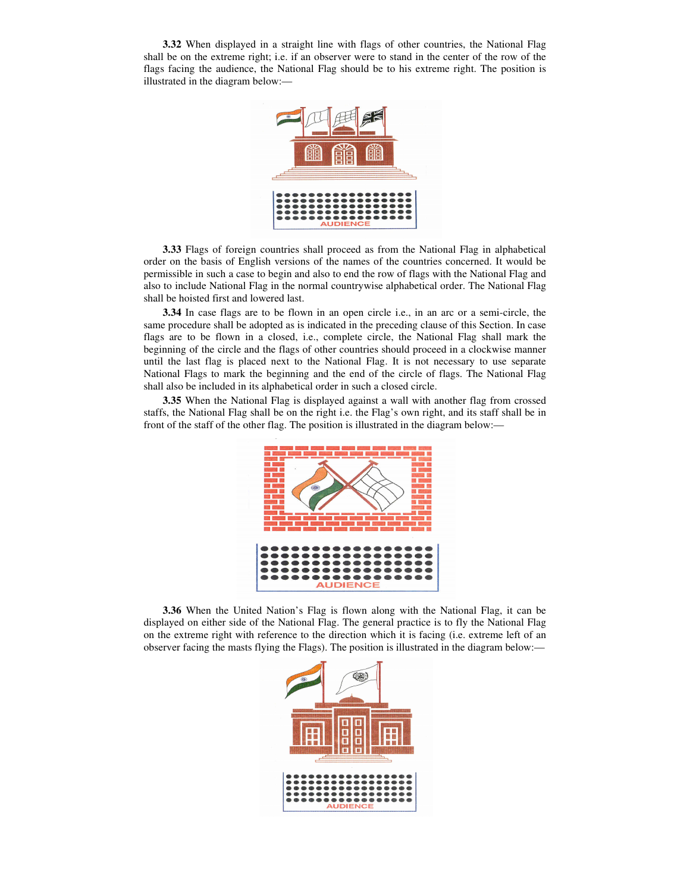**3.32** When displayed in a straight line with flags of other countries, the National Flag shall be on the extreme right; i.e. if an observer were to stand in the center of the row of the flags facing the audience, the National Flag should be to his extreme right. The position is illustrated in the diagram below:—

AUDIENCE

**3.33** Flags of foreign countries shall proceed as from the National Flag in alphabetical order on the basis of English versions of the names of the countries concerned. It would be permissible in such a case to begin and also to end the row of flags with the National Flag and also to include National Flag in the normal countrywise alphabetical order. The National Flag shall be hoisted first and lowered last.

**3.34** In case flags are to be flown in an open circle i.e., in an arc or a semi-circle, the same procedure shall be adopted as is indicated in the preceding clause of this Section. In case flags are to be flown in a closed, i.e., complete circle, the National Flag shall mark the beginning of the circle and the flags of other countries should proceed in a clockwise manner until the last flag is placed next to the National Flag. It is not necessary to use separate National Flags to mark the beginning and the end of the circle of flags. The National Flag shall also be included in its alphabetical order in such a closed circle.

**3.35** When the National Flag is displayed against a wall with another flag from crossed staffs, the National Flag shall be on the right i.e. the Flag's own right, and its staff shall be in front of the staff of the other flag. The position is illustrated in the diagram below:—

AUDIENCE

**3.36** When the United Nation's Flag is flown along with the National Flag, it can be displayed on either side of the National Flag. The general practice is to fly the National Flag on the extreme right with reference to the direction which it is facing (i.e. extreme left of an observer facing the masts flying the Flags). The position is illustrated in the diagram below:—

AUDIENCE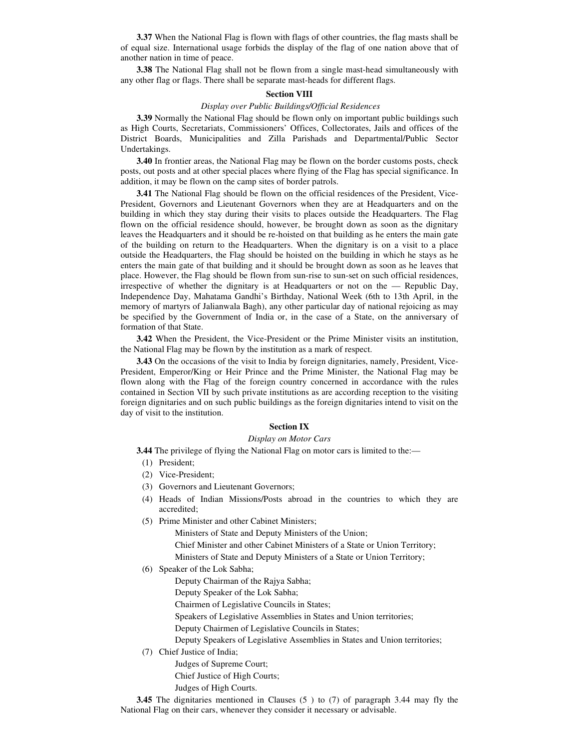**3.37** When the National Flag is flown with flags of other countries, the flag masts shall be of equal size. International usage forbids the display of the flag of one nation above that of another nation in time of peace.

**3.38** The National Flag shall not be flown from a single mast-head simultaneously with any other flag or flags. There shall be separate mast-heads for different flags.

## Section VIII

### *Display over Public Buildings/Official Residences*

**3.39** Normally the National Flag should be flown only on important public buildings such as High Courts, Secretariats, Commissioners' Offices, Collectorates, Jails and offices of the District Boards, Municipalities and Zilla Parishads and Departmental/Public Sector Undertakings.

**3.40** In frontier areas, the National Flag may be flown on the border customs posts, check posts, out posts and at other special places where flying of the Flag has special significance. In addition, it may be flown on the camp sites of border patrols.

**3.41** The National Flag should be flown on the official residences of the President, Vice-President, Governors and Lieutenant Governors when they are at Headquarters and on the building in which they stay during their visits to places outside the Headquarters. The Flag flown on the official residence should, however, be brought down as soon as the dignitary leaves the Headquarters and it should be re-hoisted on that building as he enters the main gate of the building on return to the Headquarters. When the dignitary is on a visit to a place outside the Headquarters, the Flag should be hoisted on the building in which he stays as he enters the main gate of that building and it should be brought down as soon as he leaves that place. However, the Flag should be flown from sun-rise to sun-set on such official residences, irrespective of whether the dignitary is at Headquarters or not on the — Republic Day, Independence Day, Mahatama Gandhi's Birthday, National Week (6th to 13th April, in the memory of martyrs of Jalianwala Bagh), any other particular day of national rejoicing as may be specified by the Government of India or, in the case of a State, on the anniversary of formation of that State.

**3.42** When the President, the Vice-President or the Prime Minister visits an institution, the National Flag may be flown by the institution as a mark of respect.

**3.43** On the occasions of the visit to India by foreign dignitaries, namely, President, Vice-President, Emperor/King or Heir Prince and the Prime Minister, the National Flag may be flown along with the Flag of the foreign country concerned in accordance with the rules contained in Section VII by such private institutions as are according reception to the visiting foreign dignitaries and on such public buildings as the foreign dignitaries intend to visit on the day of visit to the institution.

## Section IX

### *Display on Motor Cars*

**3.44** The privilege of flying the National Flag on motor cars is limited to the:—

(1) President;

(2) Vice-President;

(3) Governors and Lieutenant Governors;

(4) Heads of Indian Missions/Posts abroad in the countries to which they are accredited;

(5) Prime Minister and other Cabinet Ministers;
    Ministers of State and Deputy Ministers of the Union;
    Chief Minister and other Cabinet Ministers of a State or Union Territory;
    Ministers of State and Deputy Ministers of a State or Union Territory;

(6) Speaker of the Lok Sabha;
    Deputy Chairman of the Rajya Sabha;
    Deputy Speaker of the Lok Sabha;
    Chairmen of Legislative Councils in States;
    Speakers of Legislative Assemblies in States and Union territories;
    Deputy Chairmen of Legislative Councils in States;
    Deputy Speakers of Legislative Assemblies in States and Union territories;

(7) Chief Justice of India;
    Judges of Supreme Court;
    Chief Justice of High Courts;
    Judges of High Courts.

**3.45** The dignitaries mentioned in Clauses (5 ) to (7) of paragraph 3.44 may fly the National Flag on their cars, whenever they consider it necessary or advisable.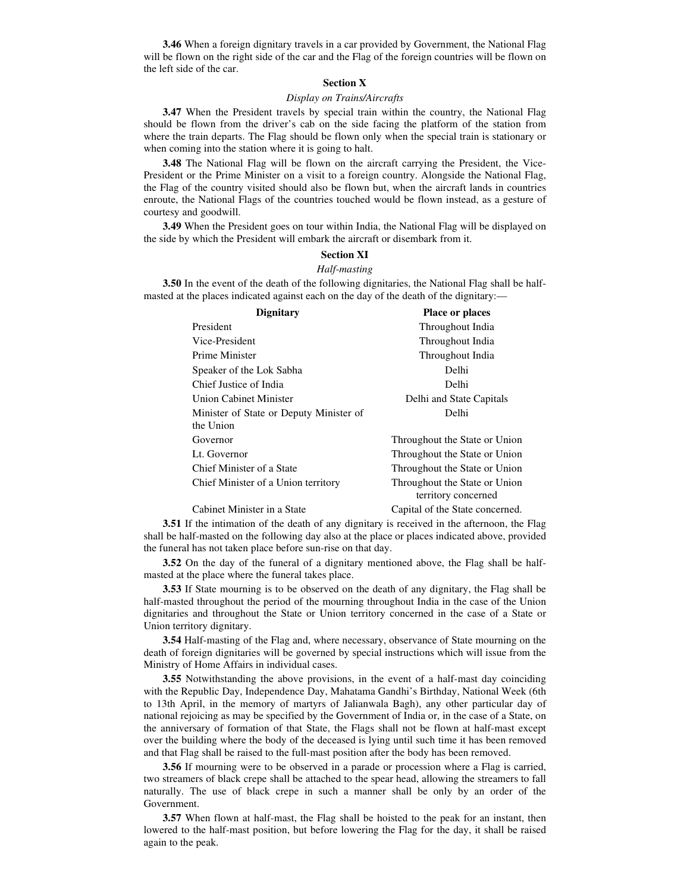**3.46** When a foreign dignitary travels in a car provided by Government, the National Flag will be flown on the right side of the car and the Flag of the foreign countries will be flown on the left side of the car.

## Section X

*Display on Trains/Aircrafts*

**3.47** When the President travels by special train within the country, the National Flag should be flown from the driver's cab on the side facing the platform of the station from where the train departs. The Flag should be flown only when the special train is stationary or when coming into the station where it is going to halt.

**3.48** The National Flag will be flown on the aircraft carrying the President, the Vice-President or the Prime Minister on a visit to a foreign country. Alongside the National Flag, the Flag of the country visited should also be flown but, when the aircraft lands in countries enroute, the National Flags of the countries touched would be flown instead, as a gesture of courtesy and goodwill.

**3.49** When the President goes on tour within India, the National Flag will be displayed on the side by which the President will embark the aircraft or disembark from it.

## Section XI

*Half-masting*

**3.50** In the event of the death of the following dignitaries, the National Flag shall be half-masted at the places indicated against each on the day of the death of the dignitary:—

| Dignitary | Place or places |
|---|---|
| President | Throughout India |
| Vice-President | Throughout India |
| Prime Minister | Throughout India |
| Speaker of the Lok Sabha | Delhi |
| Chief Justice of India | Delhi |
| Union Cabinet Minister | Delhi and State Capitals |
| Minister of State or Deputy Minister of the Union | Delhi |
| Governor | Throughout the State or Union |
| Lt. Governor | Throughout the State or Union |
| Chief Minister of a State | Throughout the State or Union |
| Chief Minister of a Union territory | Throughout the State or Union territory concerned |
| Cabinet Minister in a State | Capital of the State concerned. |

**3.51** If the intimation of the death of any dignitary is received in the afternoon, the Flag shall be half-masted on the following day also at the place or places indicated above, provided the funeral has not taken place before sun-rise on that day.

**3.52** On the day of the funeral of a dignitary mentioned above, the Flag shall be half-masted at the place where the funeral takes place.

**3.53** If State mourning is to be observed on the death of any dignitary, the Flag shall be half-masted throughout the period of the mourning throughout India in the case of the Union dignitaries and throughout the State or Union territory concerned in the case of a State or Union territory dignitary.

**3.54** Half-masting of the Flag and, where necessary, observance of State mourning on the death of foreign dignitaries will be governed by special instructions which will issue from the Ministry of Home Affairs in individual cases.

**3.55** Notwithstanding the above provisions, in the event of a half-mast day coinciding with the Republic Day, Independence Day, Mahatama Gandhi's Birthday, National Week (6th to 13th April, in the memory of martyrs of Jalianwala Bagh), any other particular day of national rejoicing as may be specified by the Government of India or, in the case of a State, on the anniversary of formation of that State, the Flags shall not be flown at half-mast except over the building where the body of the deceased is lying until such time it has been removed and that Flag shall be raised to the full-mast position after the body has been removed.

**3.56** If mourning were to be observed in a parade or procession where a Flag is carried, two streamers of black crepe shall be attached to the spear head, allowing the streamers to fall naturally. The use of black crepe in such a manner shall be only by an order of the Government.

**3.57** When flown at half-mast, the Flag shall be hoisted to the peak for an instant, then lowered to the half-mast position, but before lowering the Flag for the day, it shall be raised again to the peak.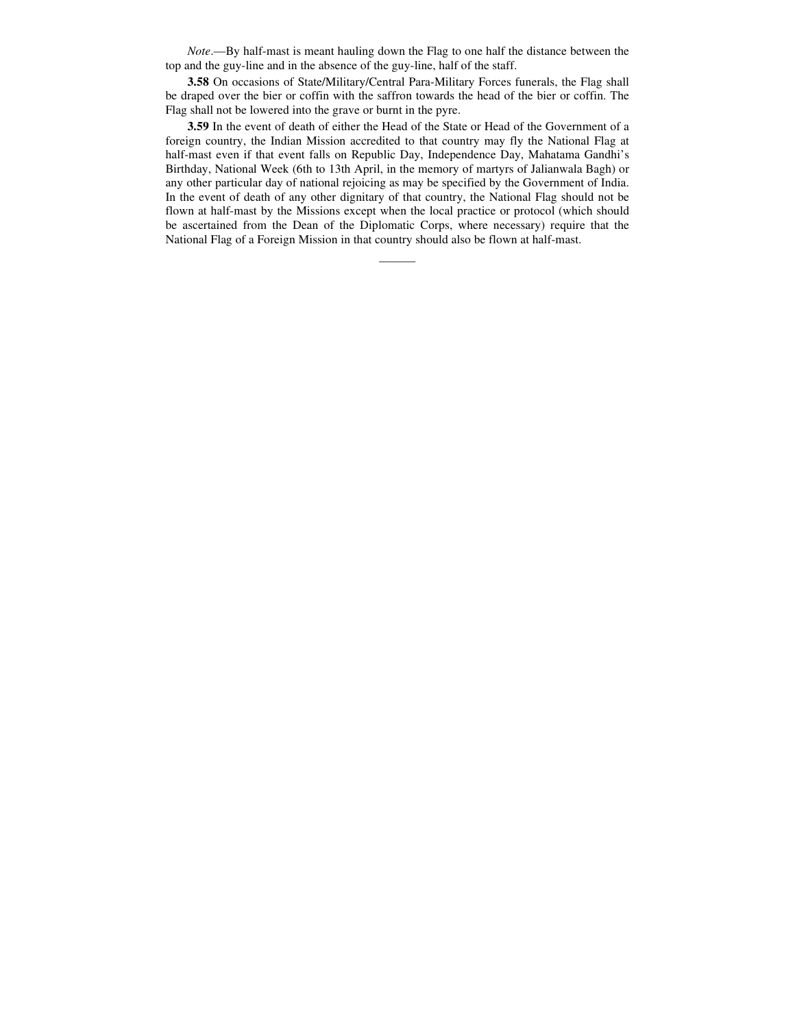*Note*.—By half-mast is meant hauling down the Flag to one half the distance between the top and the guy-line and in the absence of the guy-line, half of the staff.

**3.58** On occasions of State/Military/Central Para-Military Forces funerals, the Flag shall be draped over the bier or coffin with the saffron towards the head of the bier or coffin. The Flag shall not be lowered into the grave or burnt in the pyre.

**3.59** In the event of death of either the Head of the State or Head of the Government of a foreign country, the Indian Mission accredited to that country may fly the National Flag at half-mast even if that event falls on Republic Day, Independence Day, Mahatama Gandhi's Birthday, National Week (6th to 13th April, in the memory of martyrs of Jalianwala Bagh) or any other particular day of national rejoicing as may be specified by the Government of India. In the event of death of any other dignitary of that country, the National Flag should not be flown at half-mast by the Missions except when the local practice or protocol (which should be ascertained from the Dean of the Diplomatic Corps, where necessary) require that the National Flag of a Foreign Mission in that country should also be flown at half-mast.

———